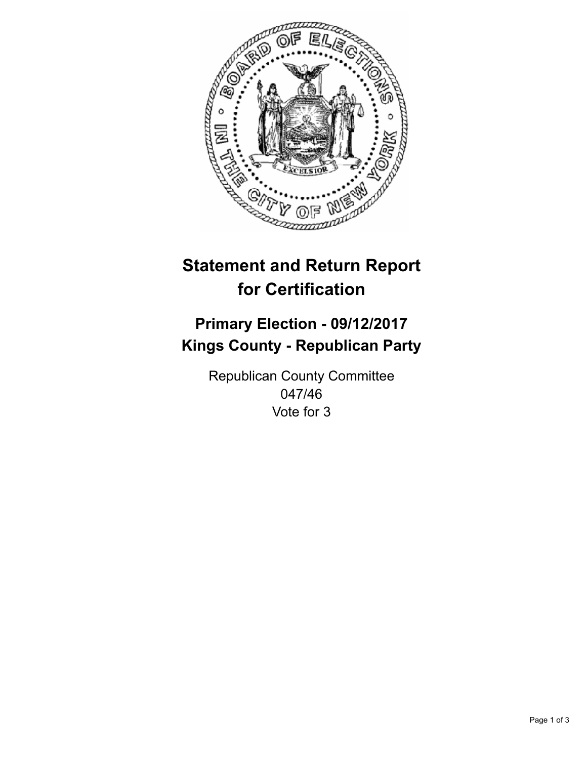# Statement and Return Report for Certification

## Primary Election - 09/12/2017
## Kings County - Republican Party

Republican County Committee
047/46
Vote for 3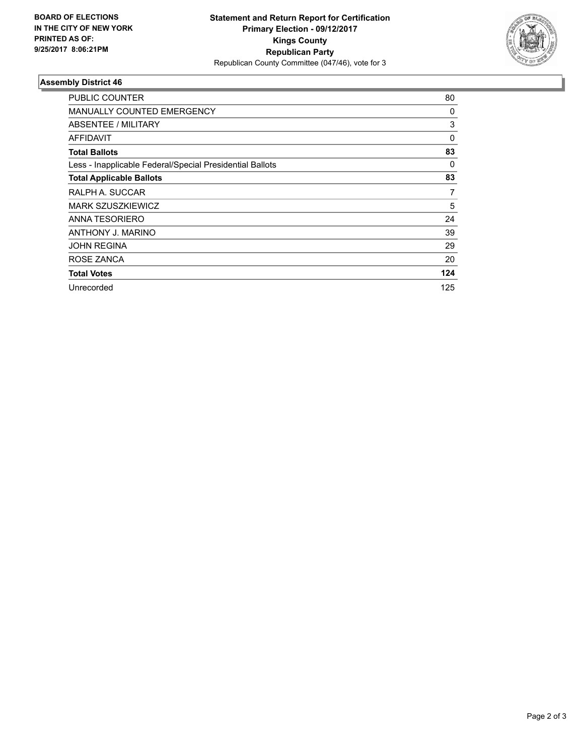BOARD OF ELECTIONS
IN THE CITY OF NEW YORK
PRINTED AS OF:
9/25/2017 8:06:21PM

**Statement and Return Report for Certification**
**Primary Election - 09/12/2017**
**Kings County**
**Republican Party**
Republican County Committee (047/46), vote for 3

## Assembly District 46

| | |
|---|---|
| PUBLIC COUNTER | 80 |
| MANUALLY COUNTED EMERGENCY | 0 |
| ABSENTEE / MILITARY | 3 |
| AFFIDAVIT | 0 |
| **Total Ballots** | **83** |
| Less - Inapplicable Federal/Special Presidential Ballots | 0 |
| **Total Applicable Ballots** | **83** |
| RALPH A. SUCCAR | 7 |
| MARK SZUSZKIEWICZ | 5 |
| ANNA TESORIERO | 24 |
| ANTHONY J. MARINO | 39 |
| JOHN REGINA | 29 |
| ROSE ZANCA | 20 |
| **Total Votes** | **124** |
| Unrecorded | 125 |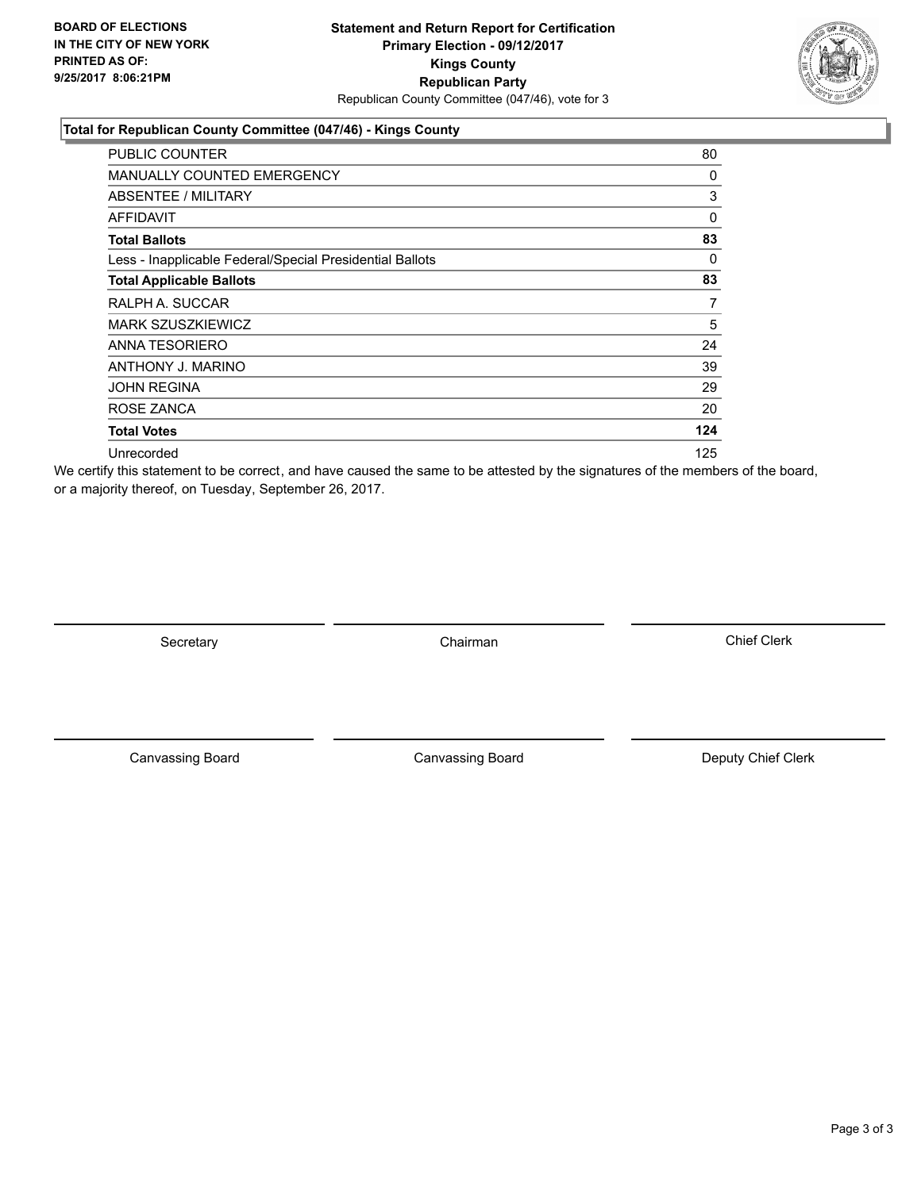**BOARD OF ELECTIONS IN THE CITY OF NEW YORK PRINTED AS OF: 9/25/2017 8:06:21PM**

**Statement and Return Report for Certification**
**Primary Election - 09/12/2017**
**Kings County**
**Republican Party**
Republican County Committee (047/46), vote for 3

**Total for Republican County Committee (047/46) - Kings County**

| | |
|---|---|
| PUBLIC COUNTER | 80 |
| MANUALLY COUNTED EMERGENCY | 0 |
| ABSENTEE / MILITARY | 3 |
| AFFIDAVIT | 0 |
| **Total Ballots** | **83** |
| Less - Inapplicable Federal/Special Presidential Ballots | 0 |
| **Total Applicable Ballots** | **83** |
| RALPH A. SUCCAR | 7 |
| MARK SZUSZKIEWICZ | 5 |
| ANNA TESORIERO | 24 |
| ANTHONY J. MARINO | 39 |
| JOHN REGINA | 29 |
| ROSE ZANCA | 20 |
| **Total Votes** | **124** |
| Unrecorded | 125 |

We certify this statement to be correct, and have caused the same to be attested by the signatures of the members of the board, or a majority thereof, on Tuesday, September 26, 2017.

Secretary

Chairman

Chief Clerk

Canvassing Board

Canvassing Board

Deputy Chief Clerk